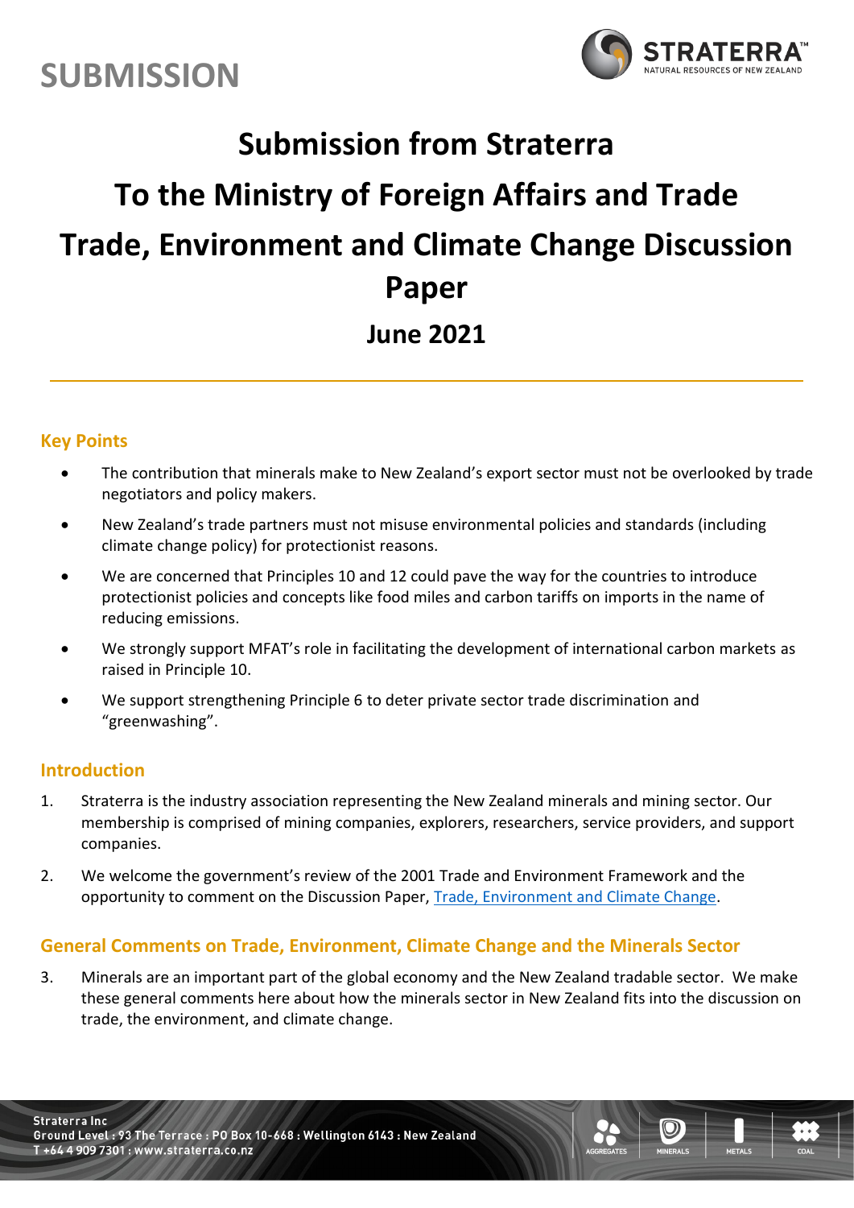SUBMISSION

# Submission from Straterra

# To the Ministry of Foreign Affairs and Trade

# Trade, Environment and Climate Change Discussion Paper

## June 2021

### Key Points

- The contribution that minerals make to New Zealand's export sector must not be overlooked by trade negotiators and policy makers.
- New Zealand's trade partners must not misuse environmental policies and standards (including climate change policy) for protectionist reasons.
- We are concerned that Principles 10 and 12 could pave the way for the countries to introduce protectionist policies and concepts like food miles and carbon tariffs on imports in the name of reducing emissions.
- We strongly support MFAT's role in facilitating the development of international carbon markets as raised in Principle 10.
- We support strengthening Principle 6 to deter private sector trade discrimination and "greenwashing".

### Introduction

1. Straterra is the industry association representing the New Zealand minerals and mining sector. Our membership is comprised of mining companies, explorers, researchers, service providers, and support companies.
2. We welcome the government's review of the 2001 Trade and Environment Framework and the opportunity to comment on the Discussion Paper, [Trade, Environment and Climate Change](https://www.mfat.govt.nz).

### General Comments on Trade, Environment, Climate Change and the Minerals Sector

3. Minerals are an important part of the global economy and the New Zealand tradable sector. We make these general comments here about how the minerals sector in New Zealand fits into the discussion on trade, the environment, and climate change.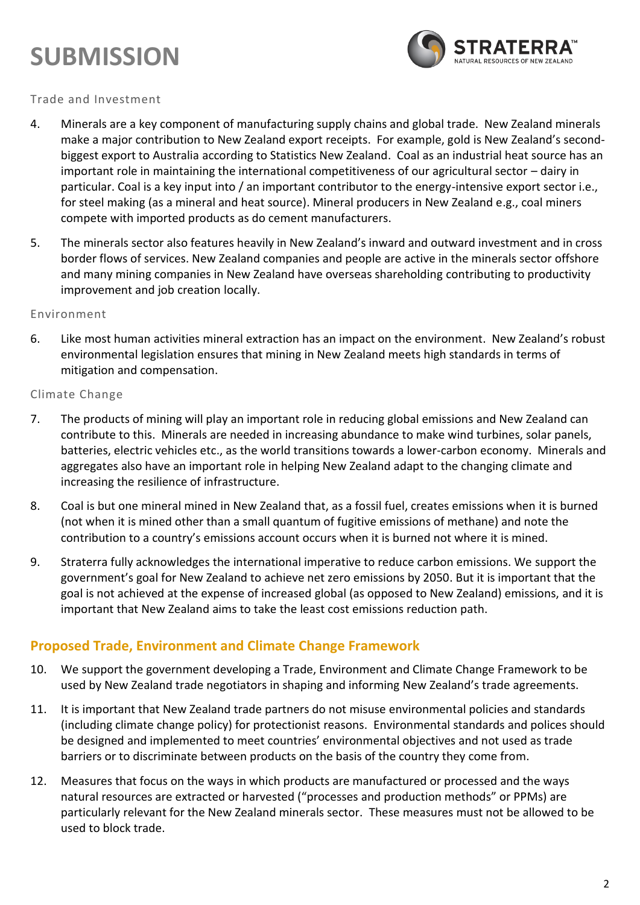# SUBMISSION

### Trade and Investment

4. Minerals are a key component of manufacturing supply chains and global trade. New Zealand minerals make a major contribution to New Zealand export receipts. For example, gold is New Zealand's second-biggest export to Australia according to Statistics New Zealand. Coal as an industrial heat source has an important role in maintaining the international competitiveness of our agricultural sector – dairy in particular. Coal is a key input into / an important contributor to the energy-intensive export sector i.e., for steel making (as a mineral and heat source). Mineral producers in New Zealand e.g., coal miners compete with imported products as do cement manufacturers.

5. The minerals sector also features heavily in New Zealand's inward and outward investment and in cross border flows of services. New Zealand companies and people are active in the minerals sector offshore and many mining companies in New Zealand have overseas shareholding contributing to productivity improvement and job creation locally.

### Environment

6. Like most human activities mineral extraction has an impact on the environment. New Zealand's robust environmental legislation ensures that mining in New Zealand meets high standards in terms of mitigation and compensation.

### Climate Change

7. The products of mining will play an important role in reducing global emissions and New Zealand can contribute to this. Minerals are needed in increasing abundance to make wind turbines, solar panels, batteries, electric vehicles etc., as the world transitions towards a lower-carbon economy. Minerals and aggregates also have an important role in helping New Zealand adapt to the changing climate and increasing the resilience of infrastructure.

8. Coal is but one mineral mined in New Zealand that, as a fossil fuel, creates emissions when it is burned (not when it is mined other than a small quantum of fugitive emissions of methane) and note the contribution to a country's emissions account occurs when it is burned not where it is mined.

9. Straterra fully acknowledges the international imperative to reduce carbon emissions. We support the government's goal for New Zealand to achieve net zero emissions by 2050. But it is important that the goal is not achieved at the expense of increased global (as opposed to New Zealand) emissions, and it is important that New Zealand aims to take the least cost emissions reduction path.

## Proposed Trade, Environment and Climate Change Framework

10. We support the government developing a Trade, Environment and Climate Change Framework to be used by New Zealand trade negotiators in shaping and informing New Zealand's trade agreements.

11. It is important that New Zealand trade partners do not misuse environmental policies and standards (including climate change policy) for protectionist reasons. Environmental standards and polices should be designed and implemented to meet countries' environmental objectives and not used as trade barriers or to discriminate between products on the basis of the country they come from.

12. Measures that focus on the ways in which products are manufactured or processed and the ways natural resources are extracted or harvested ("processes and production methods" or PPMs) are particularly relevant for the New Zealand minerals sector. These measures must not be allowed to be used to block trade.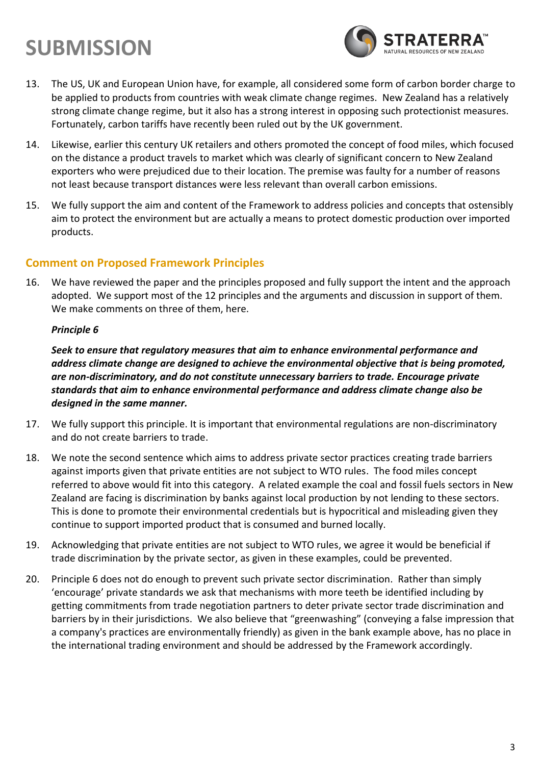13. The US, UK and European Union have, for example, all considered some form of carbon border charge to be applied to products from countries with weak climate change regimes. New Zealand has a relatively strong climate change regime, but it also has a strong interest in opposing such protectionist measures. Fortunately, carbon tariffs have recently been ruled out by the UK government.

14. Likewise, earlier this century UK retailers and others promoted the concept of food miles, which focused on the distance a product travels to market which was clearly of significant concern to New Zealand exporters who were prejudiced due to their location. The premise was faulty for a number of reasons not least because transport distances were less relevant than overall carbon emissions.

15. We fully support the aim and content of the Framework to address policies and concepts that ostensibly aim to protect the environment but are actually a means to protect domestic production over imported products.

## Comment on Proposed Framework Principles

16. We have reviewed the paper and the principles proposed and fully support the intent and the approach adopted. We support most of the 12 principles and the arguments and discussion in support of them. We make comments on three of them, here.

    ***Principle 6***

    ***Seek to ensure that regulatory measures that aim to enhance environmental performance and address climate change are designed to achieve the environmental objective that is being promoted, are non-discriminatory, and do not constitute unnecessary barriers to trade. Encourage private standards that aim to enhance environmental performance and address climate change also be designed in the same manner.***

17. We fully support this principle. It is important that environmental regulations are non-discriminatory and do not create barriers to trade.

18. We note the second sentence which aims to address private sector practices creating trade barriers against imports given that private entities are not subject to WTO rules. The food miles concept referred to above would fit into this category. A related example the coal and fossil fuels sectors in New Zealand are facing is discrimination by banks against local production by not lending to these sectors. This is done to promote their environmental credentials but is hypocritical and misleading given they continue to support imported product that is consumed and burned locally.

19. Acknowledging that private entities are not subject to WTO rules, we agree it would be beneficial if trade discrimination by the private sector, as given in these examples, could be prevented.

20. Principle 6 does not do enough to prevent such private sector discrimination. Rather than simply 'encourage' private standards we ask that mechanisms with more teeth be identified including by getting commitments from trade negotiation partners to deter private sector trade discrimination and barriers by in their jurisdictions. We also believe that "greenwashing" (conveying a false impression that a company's practices are environmentally friendly) as given in the bank example above, has no place in the international trading environment and should be addressed by the Framework accordingly.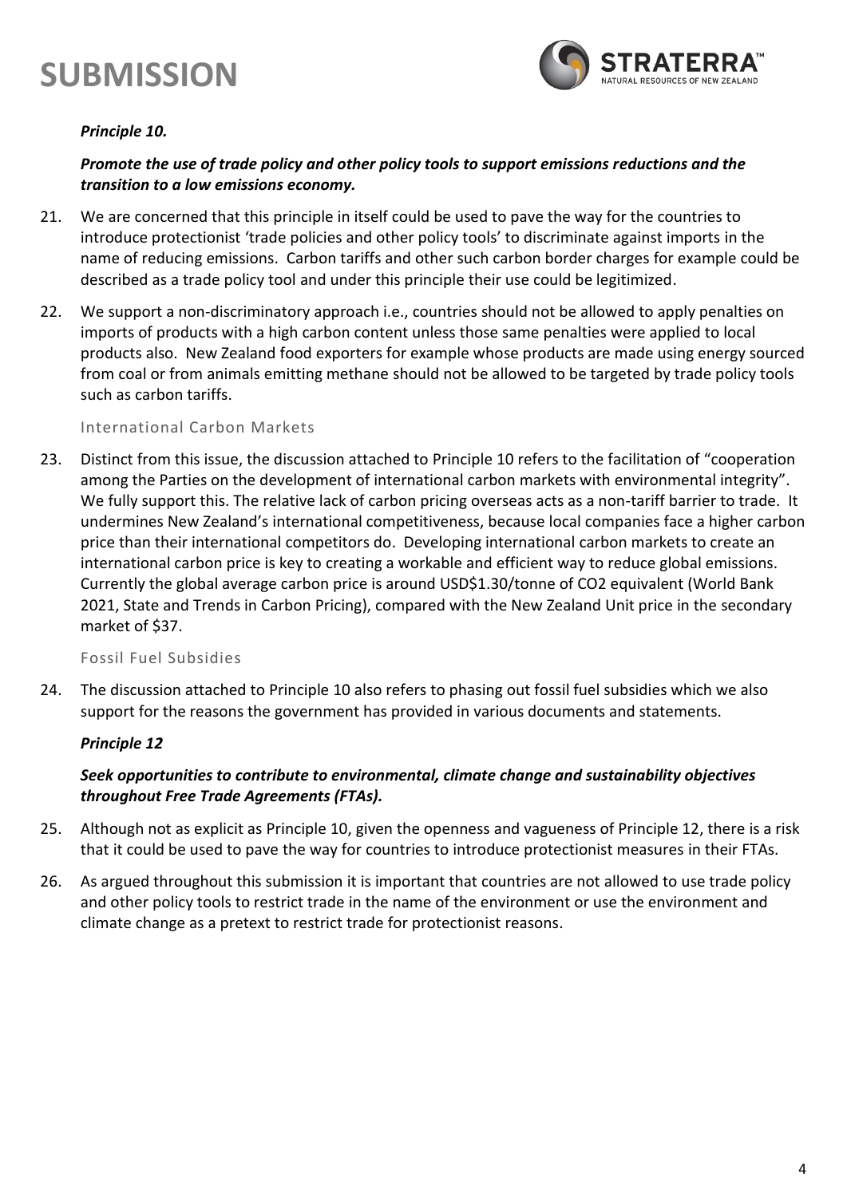# SUBMISSION

***Principle 10.***

***Promote the use of trade policy and other policy tools to support emissions reductions and the transition to a low emissions economy.***

21. We are concerned that this principle in itself could be used to pave the way for the countries to introduce protectionist 'trade policies and other policy tools' to discriminate against imports in the name of reducing emissions. Carbon tariffs and other such carbon border charges for example could be described as a trade policy tool and under this principle their use could be legitimized.

22. We support a non-discriminatory approach i.e., countries should not be allowed to apply penalties on imports of products with a high carbon content unless those same penalties were applied to local products also. New Zealand food exporters for example whose products are made using energy sourced from coal or from animals emitting methane should not be allowed to be targeted by trade policy tools such as carbon tariffs.

International Carbon Markets

23. Distinct from this issue, the discussion attached to Principle 10 refers to the facilitation of "cooperation among the Parties on the development of international carbon markets with environmental integrity". We fully support this. The relative lack of carbon pricing overseas acts as a non-tariff barrier to trade. It undermines New Zealand's international competitiveness, because local companies face a higher carbon price than their international competitors do. Developing international carbon markets to create an international carbon price is key to creating a workable and efficient way to reduce global emissions. Currently the global average carbon price is around USD$1.30/tonne of $CO_2$ equivalent (World Bank 2021, State and Trends in Carbon Pricing), compared with the New Zealand Unit price in the secondary market of $37.

Fossil Fuel Subsidies

24. The discussion attached to Principle 10 also refers to phasing out fossil fuel subsidies which we also support for the reasons the government has provided in various documents and statements.

***Principle 12***

***Seek opportunities to contribute to environmental, climate change and sustainability objectives throughout Free Trade Agreements (FTAs).***

25. Although not as explicit as Principle 10, given the openness and vagueness of Principle 12, there is a risk that it could be used to pave the way for countries to introduce protectionist measures in their FTAs.

26. As argued throughout this submission it is important that countries are not allowed to use trade policy and other policy tools to restrict trade in the name of the environment or use the environment and climate change as a pretext to restrict trade for protectionist reasons.